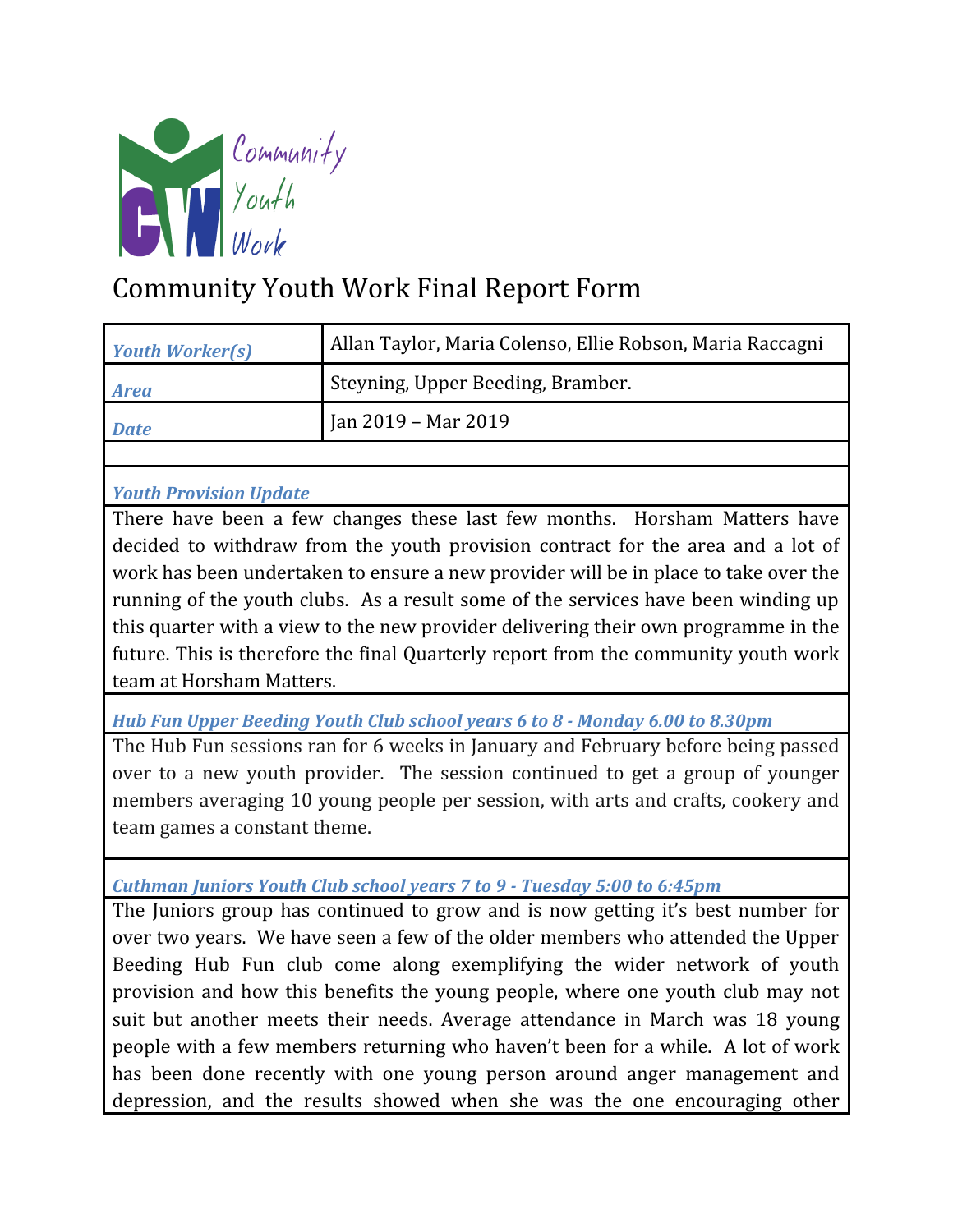Community Youth Work

# Community Youth Work Final Report Form

| *Youth Worker(s)* | Allan Taylor, Maria Colenso, Ellie Robson, Maria Raccagni |
|---|---|
| *Area* | Steyning, Upper Beeding, Bramber. |
| *Date* | Jan 2019 – Mar 2019 |

***Youth Provision Update***

There have been a few changes these last few months. Horsham Matters have decided to withdraw from the youth provision contract for the area and a lot of work has been undertaken to ensure a new provider will be in place to take over the running of the youth clubs. As a result some of the services have been winding up this quarter with a view to the new provider delivering their own programme in the future. This is therefore the final Quarterly report from the community youth work team at Horsham Matters.

***Hub Fun Upper Beeding Youth Club school years 6 to 8 - Monday 6.00 to 8.30pm***

The Hub Fun sessions ran for 6 weeks in January and February before being passed over to a new youth provider. The session continued to get a group of younger members averaging 10 young people per session, with arts and crafts, cookery and team games a constant theme.

***Cuthman Juniors Youth Club school years 7 to 9 - Tuesday 5:00 to 6:45pm***

The Juniors group has continued to grow and is now getting it's best number for over two years. We have seen a few of the older members who attended the Upper Beeding Hub Fun club come along exemplifying the wider network of youth provision and how this benefits the young people, where one youth club may not suit but another meets their needs. Average attendance in March was 18 young people with a few members returning who haven't been for a while. A lot of work has been done recently with one young person around anger management and depression, and the results showed when she was the one encouraging other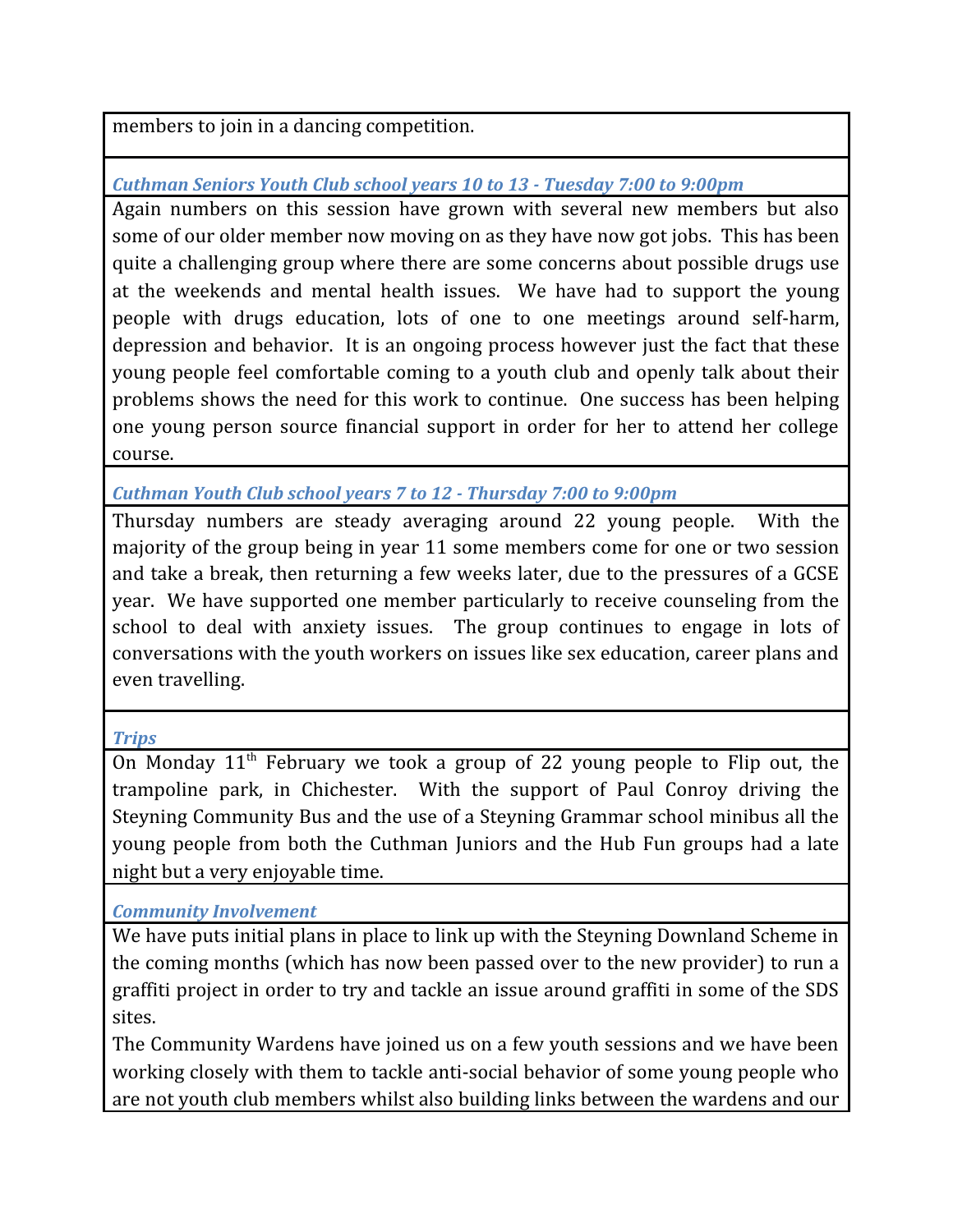members to join in a dancing competition.

### *Cuthman Seniors Youth Club school years 10 to 13 - Tuesday 7:00 to 9:00pm*

Again numbers on this session have grown with several new members but also some of our older member now moving on as they have now got jobs. This has been quite a challenging group where there are some concerns about possible drugs use at the weekends and mental health issues. We have had to support the young people with drugs education, lots of one to one meetings around self-harm, depression and behavior. It is an ongoing process however just the fact that these young people feel comfortable coming to a youth club and openly talk about their problems shows the need for this work to continue. One success has been helping one young person source financial support in order for her to attend her college course.

### *Cuthman Youth Club school years 7 to 12 - Thursday 7:00 to 9:00pm*

Thursday numbers are steady averaging around 22 young people. With the majority of the group being in year 11 some members come for one or two session and take a break, then returning a few weeks later, due to the pressures of a GCSE year. We have supported one member particularly to receive counseling from the school to deal with anxiety issues. The group continues to engage in lots of conversations with the youth workers on issues like sex education, career plans and even travelling.

### *Trips*

On Monday 11th February we took a group of 22 young people to Flip out, the trampoline park, in Chichester. With the support of Paul Conroy driving the Steyning Community Bus and the use of a Steyning Grammar school minibus all the young people from both the Cuthman Juniors and the Hub Fun groups had a late night but a very enjoyable time.

### *Community Involvement*

We have puts initial plans in place to link up with the Steyning Downland Scheme in the coming months (which has now been passed over to the new provider) to run a graffiti project in order to try and tackle an issue around graffiti in some of the SDS sites.

The Community Wardens have joined us on a few youth sessions and we have been working closely with them to tackle anti-social behavior of some young people who are not youth club members whilst also building links between the wardens and our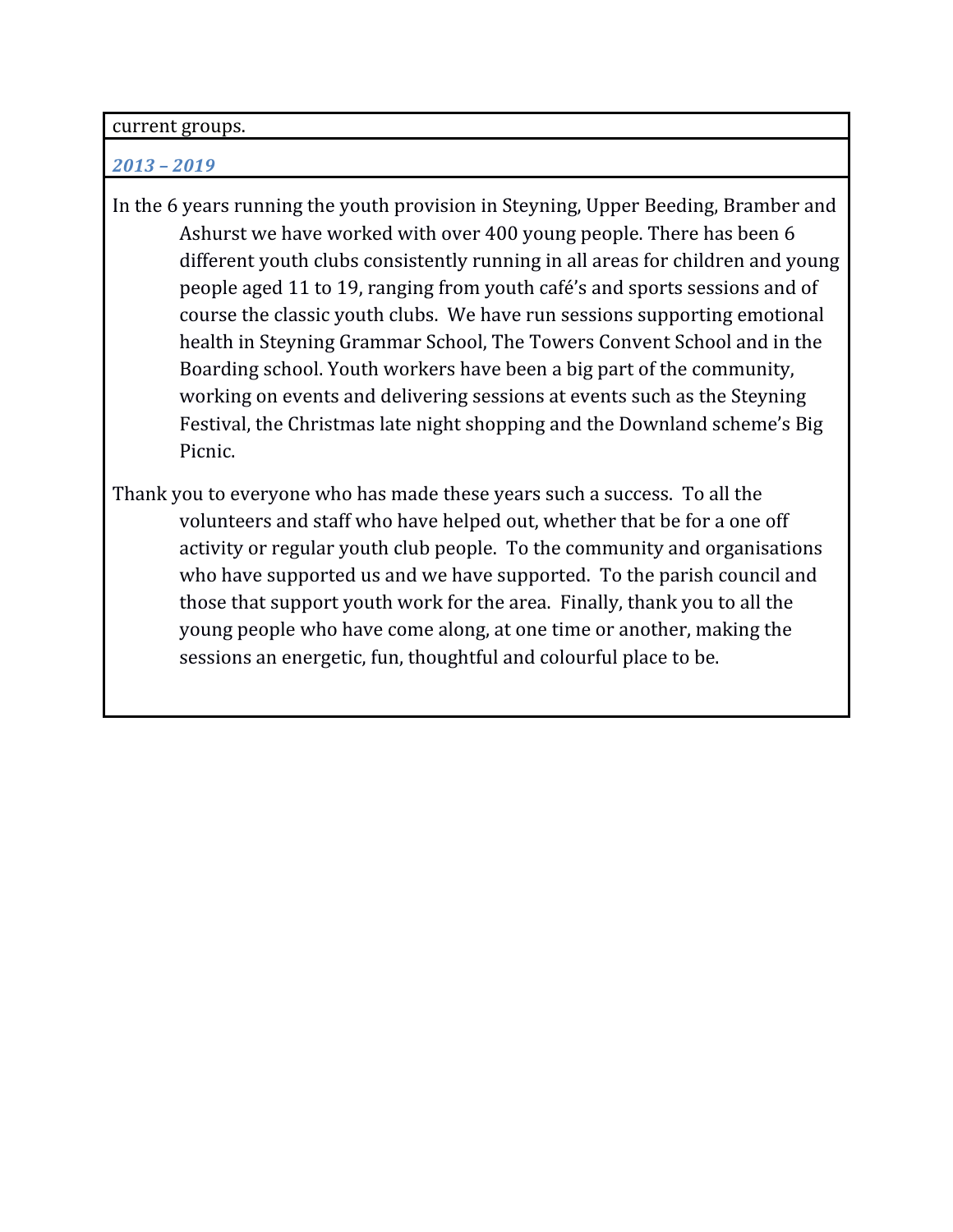current groups.

***2013 – 2019***

In the 6 years running the youth provision in Steyning, Upper Beeding, Bramber and Ashurst we have worked with over 400 young people. There has been 6 different youth clubs consistently running in all areas for children and young people aged 11 to 19, ranging from youth café's and sports sessions and of course the classic youth clubs. We have run sessions supporting emotional health in Steyning Grammar School, The Towers Convent School and in the Boarding school. Youth workers have been a big part of the community, working on events and delivering sessions at events such as the Steyning Festival, the Christmas late night shopping and the Downland scheme's Big Picnic.

Thank you to everyone who has made these years such a success. To all the volunteers and staff who have helped out, whether that be for a one off activity or regular youth club people. To the community and organisations who have supported us and we have supported. To the parish council and those that support youth work for the area. Finally, thank you to all the young people who have come along, at one time or another, making the sessions an energetic, fun, thoughtful and colourful place to be.